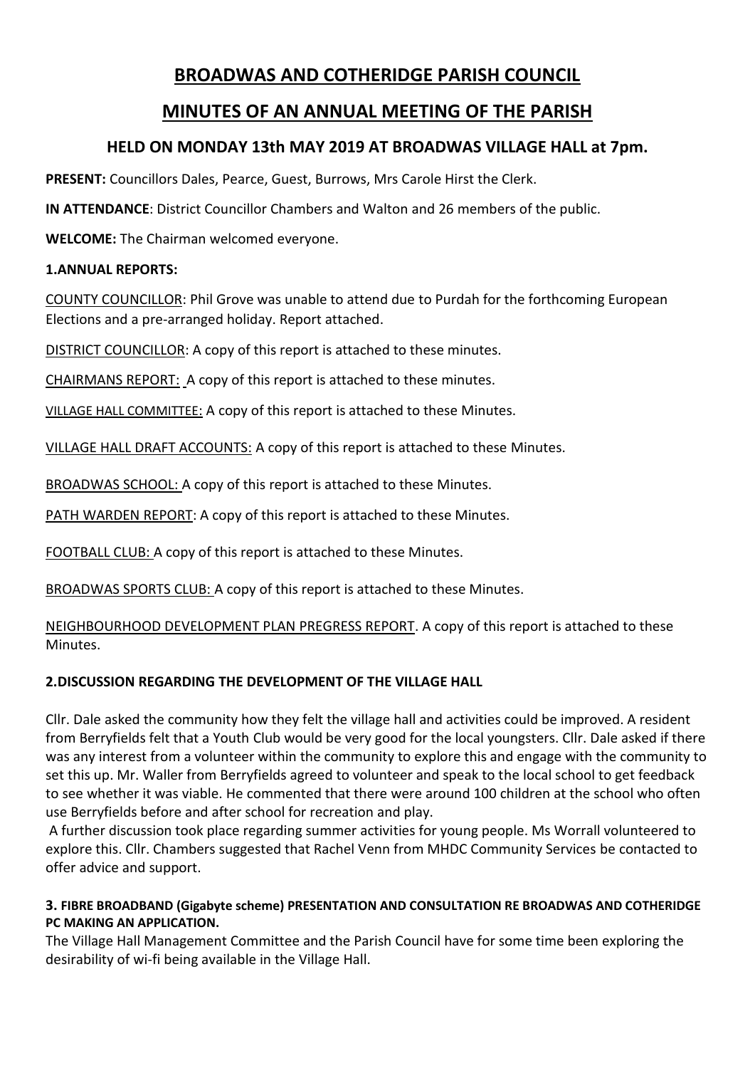# BROADWAS AND COTHERIDGE PARISH COUNCIL

## MINUTES OF AN ANNUAL MEETING OF THE PARISH

### HELD ON MONDAY 13th MAY 2019 AT BROADWAS VILLAGE HALL at 7pm.

**PRESENT:** Councillors Dales, Pearce, Guest, Burrows, Mrs Carole Hirst the Clerk.

**IN ATTENDANCE**: District Councillor Chambers and Walton and 26 members of the public.

**WELCOME:** The Chairman welcomed everyone.

**1.ANNUAL REPORTS:**

COUNTY COUNCILLOR: Phil Grove was unable to attend due to Purdah for the forthcoming European Elections and a pre-arranged holiday. Report attached.

DISTRICT COUNCILLOR: A copy of this report is attached to these minutes.

CHAIRMANS REPORT: A copy of this report is attached to these minutes.

VILLAGE HALL COMMITTEE: A copy of this report is attached to these Minutes.

VILLAGE HALL DRAFT ACCOUNTS: A copy of this report is attached to these Minutes.

BROADWAS SCHOOL: A copy of this report is attached to these Minutes.

PATH WARDEN REPORT: A copy of this report is attached to these Minutes.

FOOTBALL CLUB: A copy of this report is attached to these Minutes.

BROADWAS SPORTS CLUB: A copy of this report is attached to these Minutes.

NEIGHBOURHOOD DEVELOPMENT PLAN PREGRESS REPORT. A copy of this report is attached to these Minutes.

**2.DISCUSSION REGARDING THE DEVELOPMENT OF THE VILLAGE HALL**

Cllr. Dale asked the community how they felt the village hall and activities could be improved. A resident from Berryfields felt that a Youth Club would be very good for the local youngsters. Cllr. Dale asked if there was any interest from a volunteer within the community to explore this and engage with the community to set this up. Mr. Waller from Berryfields agreed to volunteer and speak to the local school to get feedback to see whether it was viable. He commented that there were around 100 children at the school who often use Berryfields before and after school for recreation and play.

A further discussion took place regarding summer activities for young people. Ms Worrall volunteered to explore this. Cllr. Chambers suggested that Rachel Venn from MHDC Community Services be contacted to offer advice and support.

**3. FIBRE BROADBAND (Gigabyte scheme) PRESENTATION AND CONSULTATION RE BROADWAS AND COTHERIDGE PC MAKING AN APPLICATION.**

The Village Hall Management Committee and the Parish Council have for some time been exploring the desirability of wi-fi being available in the Village Hall.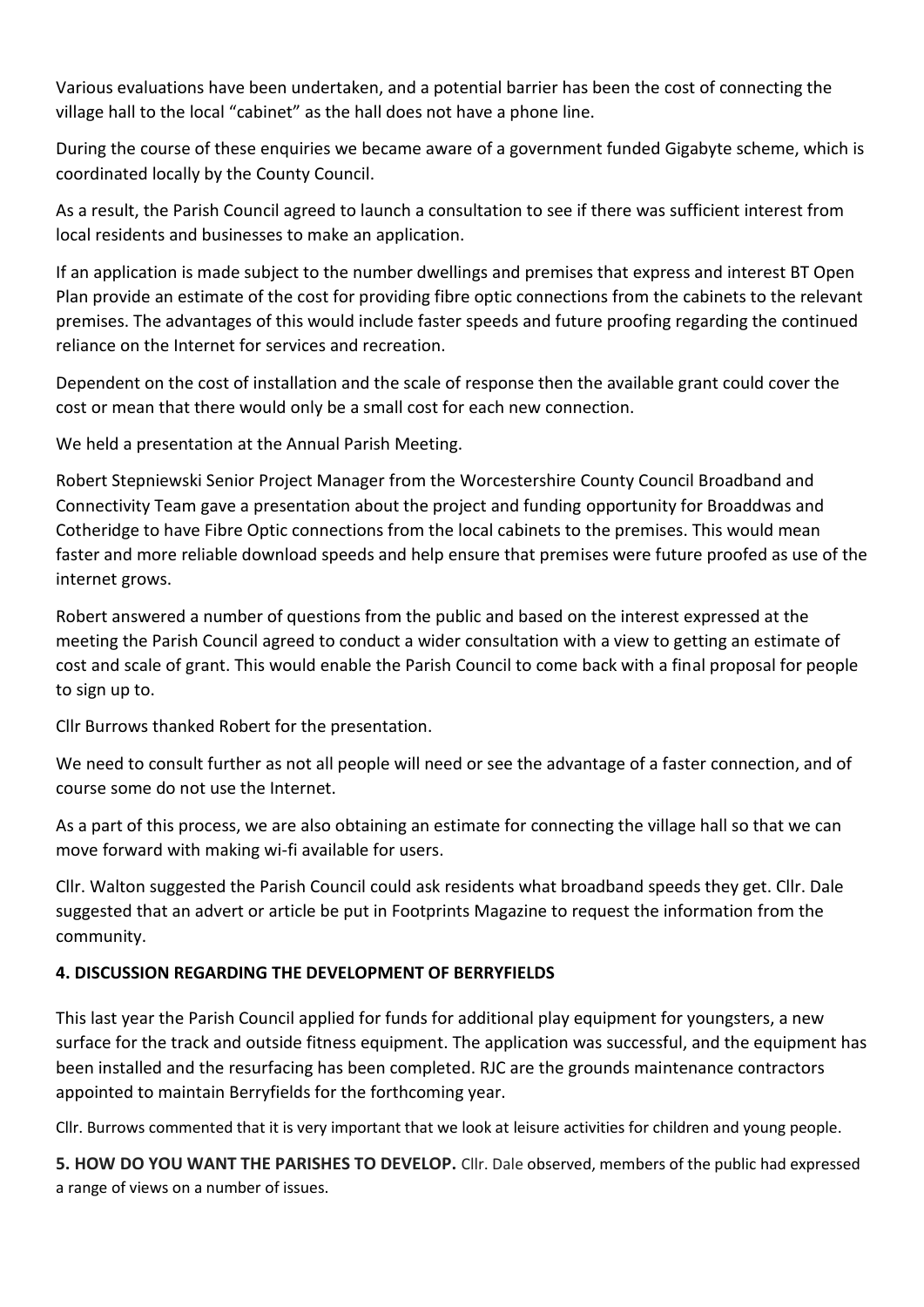Various evaluations have been undertaken, and a potential barrier has been the cost of connecting the village hall to the local "cabinet" as the hall does not have a phone line.

During the course of these enquiries we became aware of a government funded Gigabyte scheme, which is coordinated locally by the County Council.

As a result, the Parish Council agreed to launch a consultation to see if there was sufficient interest from local residents and businesses to make an application.

If an application is made subject to the number dwellings and premises that express and interest BT Open Plan provide an estimate of the cost for providing fibre optic connections from the cabinets to the relevant premises. The advantages of this would include faster speeds and future proofing regarding the continued reliance on the Internet for services and recreation.

Dependent on the cost of installation and the scale of response then the available grant could cover the cost or mean that there would only be a small cost for each new connection.

We held a presentation at the Annual Parish Meeting.

Robert Stepniewski Senior Project Manager from the Worcestershire County Council Broadband and Connectivity Team gave a presentation about the project and funding opportunity for Broaddwas and Cotheridge to have Fibre Optic connections from the local cabinets to the premises. This would mean faster and more reliable download speeds and help ensure that premises were future proofed as use of the internet grows.

Robert answered a number of questions from the public and based on the interest expressed at the meeting the Parish Council agreed to conduct a wider consultation with a view to getting an estimate of cost and scale of grant. This would enable the Parish Council to come back with a final proposal for people to sign up to.

Cllr Burrows thanked Robert for the presentation.

We need to consult further as not all people will need or see the advantage of a faster connection, and of course some do not use the Internet.

As a part of this process, we are also obtaining an estimate for connecting the village hall so that we can move forward with making wi-fi available for users.

Cllr. Walton suggested the Parish Council could ask residents what broadband speeds they get. Cllr. Dale suggested that an advert or article be put in Footprints Magazine to request the information from the community.

**4. DISCUSSION REGARDING THE DEVELOPMENT OF BERRYFIELDS**

This last year the Parish Council applied for funds for additional play equipment for youngsters, a new surface for the track and outside fitness equipment. The application was successful, and the equipment has been installed and the resurfacing has been completed. RJC are the grounds maintenance contractors appointed to maintain Berryfields for the forthcoming year.

Cllr. Burrows commented that it is very important that we look at leisure activities for children and young people.

**5. HOW DO YOU WANT THE PARISHES TO DEVELOP.** Cllr. Dale observed, members of the public had expressed a range of views on a number of issues.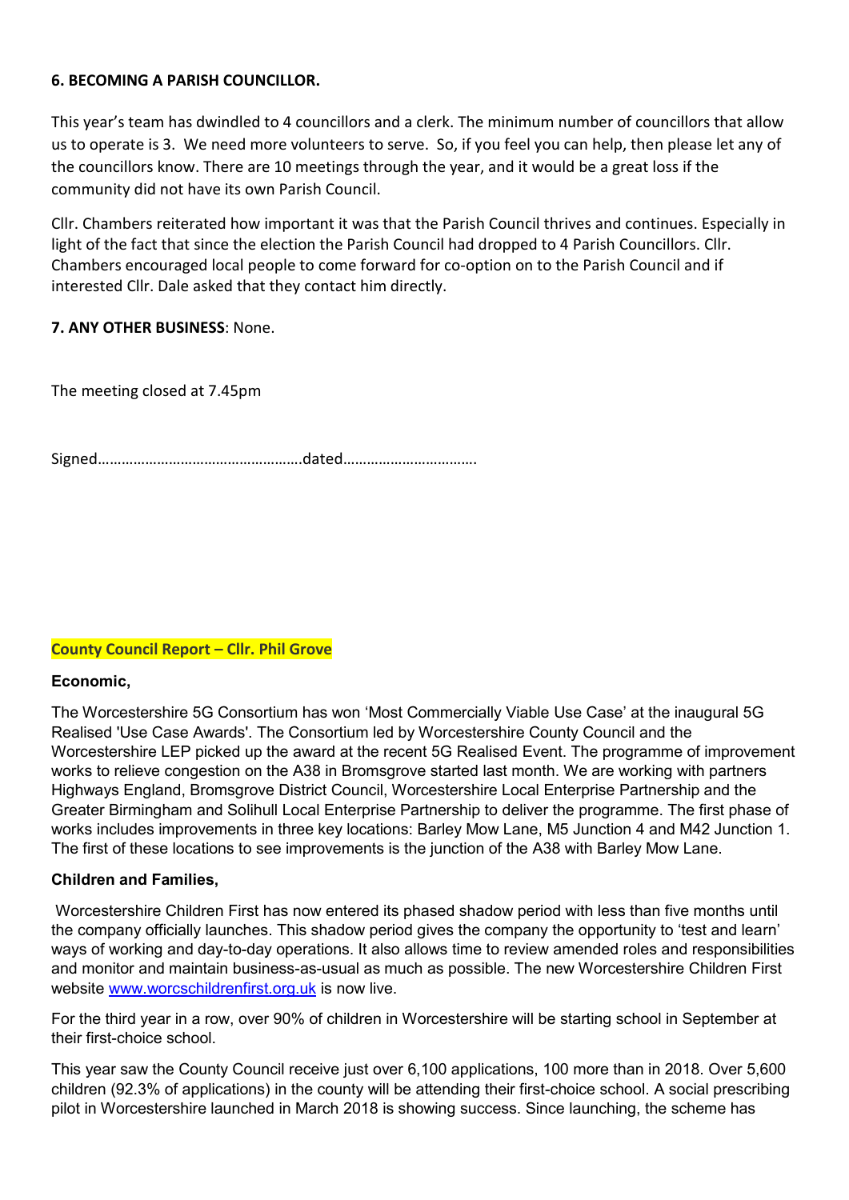**6. BECOMING A PARISH COUNCILLOR.**

This year's team has dwindled to 4 councillors and a clerk. The minimum number of councillors that allow us to operate is 3. We need more volunteers to serve. So, if you feel you can help, then please let any of the councillors know. There are 10 meetings through the year, and it would be a great loss if the community did not have its own Parish Council.

Cllr. Chambers reiterated how important it was that the Parish Council thrives and continues. Especially in light of the fact that since the election the Parish Council had dropped to 4 Parish Councillors. Cllr. Chambers encouraged local people to come forward for co-option on to the Parish Council and if interested Cllr. Dale asked that they contact him directly.

**7. ANY OTHER BUSINESS**: None.

The meeting closed at 7.45pm

Signed…………………………………………….dated…………………………….

**County Council Report – Cllr. Phil Grove**

**Economic,**

The Worcestershire 5G Consortium has won 'Most Commercially Viable Use Case' at the inaugural 5G Realised 'Use Case Awards'. The Consortium led by Worcestershire County Council and the Worcestershire LEP picked up the award at the recent 5G Realised Event. The programme of improvement works to relieve congestion on the A38 in Bromsgrove started last month. We are working with partners Highways England, Bromsgrove District Council, Worcestershire Local Enterprise Partnership and the Greater Birmingham and Solihull Local Enterprise Partnership to deliver the programme. The first phase of works includes improvements in three key locations: Barley Mow Lane, M5 Junction 4 and M42 Junction 1. The first of these locations to see improvements is the junction of the A38 with Barley Mow Lane.

**Children and Families,**

Worcestershire Children First has now entered its phased shadow period with less than five months until the company officially launches. This shadow period gives the company the opportunity to 'test and learn' ways of working and day-to-day operations. It also allows time to review amended roles and responsibilities and monitor and maintain business-as-usual as much as possible. The new Worcestershire Children First website [www.worcschildrenfirst.org.uk](http://www.worcschildrenfirst.org.uk) is now live.

For the third year in a row, over 90% of children in Worcestershire will be starting school in September at their first-choice school.

This year saw the County Council receive just over 6,100 applications, 100 more than in 2018. Over 5,600 children (92.3% of applications) in the county will be attending their first-choice school. A social prescribing pilot in Worcestershire launched in March 2018 is showing success. Since launching, the scheme has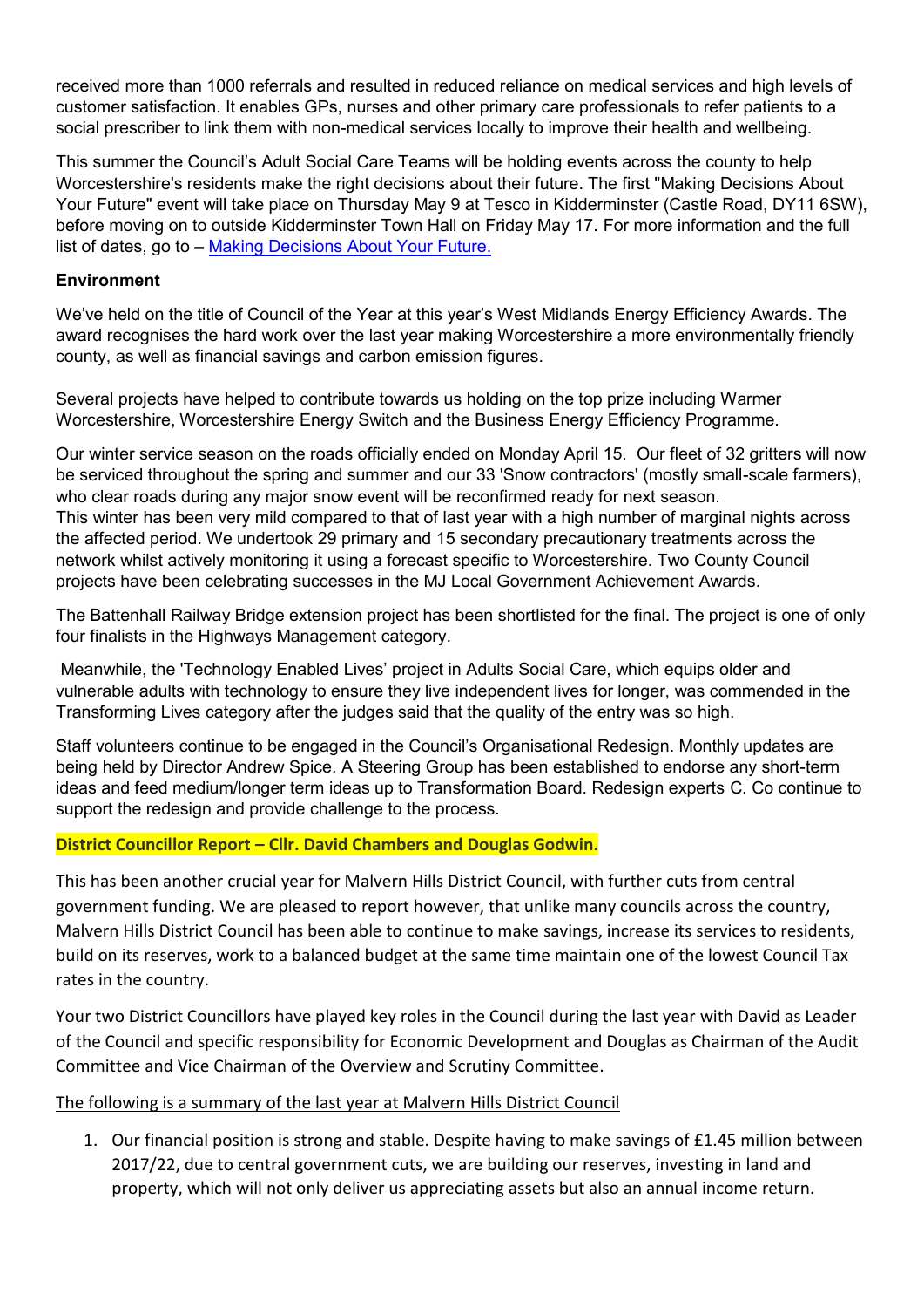received more than 1000 referrals and resulted in reduced reliance on medical services and high levels of customer satisfaction. It enables GPs, nurses and other primary care professionals to refer patients to a social prescriber to link them with non-medical services locally to improve their health and wellbeing.

This summer the Council's Adult Social Care Teams will be holding events across the county to help Worcestershire's residents make the right decisions about their future. The first "Making Decisions About Your Future" event will take place on Thursday May 9 at Tesco in Kidderminster (Castle Road, DY11 6SW), before moving on to outside Kidderminster Town Hall on Friday May 17. For more information and the full list of dates, go to – [Making Decisions About Your Future.]

**Environment**

We've held on the title of Council of the Year at this year's West Midlands Energy Efficiency Awards. The award recognises the hard work over the last year making Worcestershire a more environmentally friendly county, as well as financial savings and carbon emission figures.

Several projects have helped to contribute towards us holding on the top prize including Warmer Worcestershire, Worcestershire Energy Switch and the Business Energy Efficiency Programme.

Our winter service season on the roads officially ended on Monday April 15. Our fleet of 32 gritters will now be serviced throughout the spring and summer and our 33 'Snow contractors' (mostly small-scale farmers), who clear roads during any major snow event will be reconfirmed ready for next season.
This winter has been very mild compared to that of last year with a high number of marginal nights across the affected period. We undertook 29 primary and 15 secondary precautionary treatments across the network whilst actively monitoring it using a forecast specific to Worcestershire. Two County Council projects have been celebrating successes in the MJ Local Government Achievement Awards.

The Battenhall Railway Bridge extension project has been shortlisted for the final. The project is one of only four finalists in the Highways Management category.

Meanwhile, the 'Technology Enabled Lives' project in Adults Social Care, which equips older and vulnerable adults with technology to ensure they live independent lives for longer, was commended in the Transforming Lives category after the judges said that the quality of the entry was so high.

Staff volunteers continue to be engaged in the Council's Organisational Redesign. Monthly updates are being held by Director Andrew Spice. A Steering Group has been established to endorse any short-term ideas and feed medium/longer term ideas up to Transformation Board. Redesign experts C. Co continue to support the redesign and provide challenge to the process.

**District Councillor Report – Cllr. David Chambers and Douglas Godwin.**

This has been another crucial year for Malvern Hills District Council, with further cuts from central government funding. We are pleased to report however, that unlike many councils across the country, Malvern Hills District Council has been able to continue to make savings, increase its services to residents, build on its reserves, work to a balanced budget at the same time maintain one of the lowest Council Tax rates in the country.

Your two District Councillors have played key roles in the Council during the last year with David as Leader of the Council and specific responsibility for Economic Development and Douglas as Chairman of the Audit Committee and Vice Chairman of the Overview and Scrutiny Committee.

The following is a summary of the last year at Malvern Hills District Council

1. Our financial position is strong and stable. Despite having to make savings of £1.45 million between 2017/22, due to central government cuts, we are building our reserves, investing in land and property, which will not only deliver us appreciating assets but also an annual income return.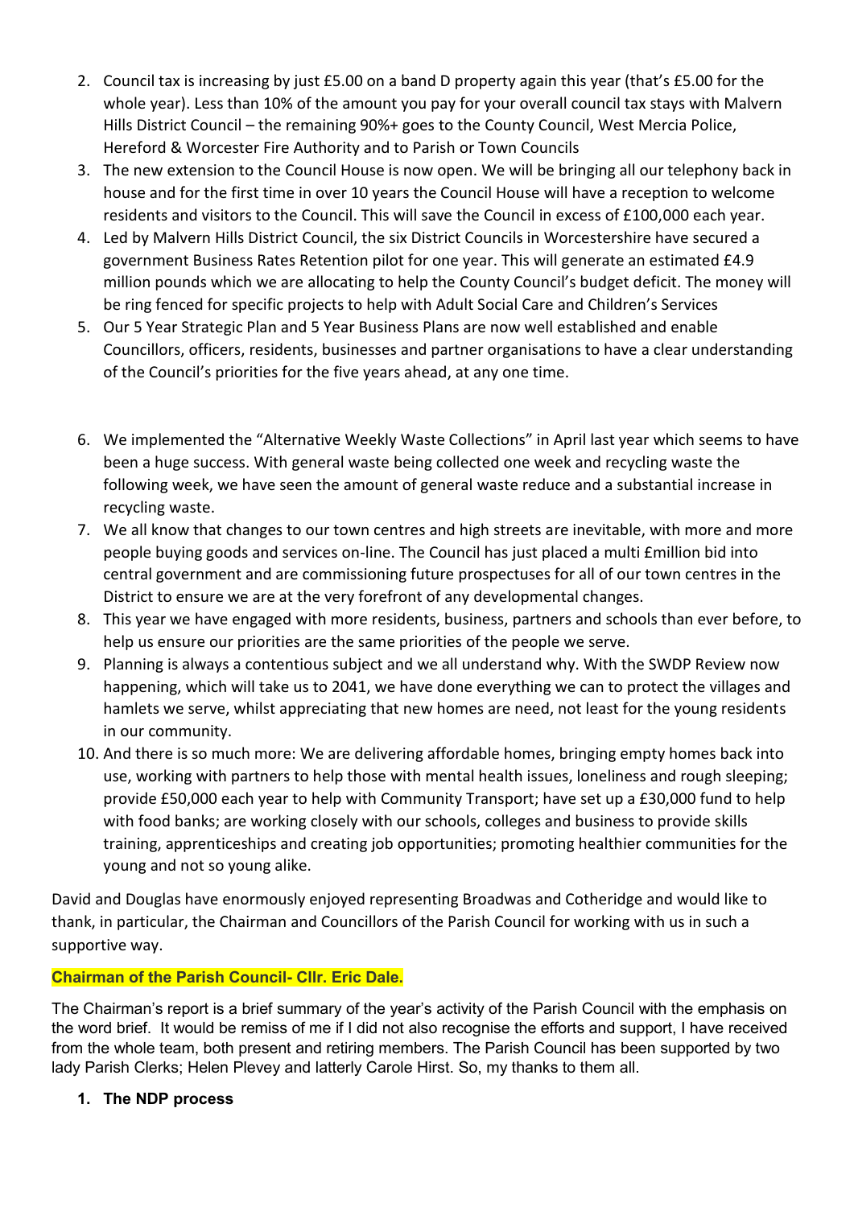2. Council tax is increasing by just £5.00 on a band D property again this year (that's £5.00 for the whole year). Less than 10% of the amount you pay for your overall council tax stays with Malvern Hills District Council – the remaining 90%+ goes to the County Council, West Mercia Police, Hereford & Worcester Fire Authority and to Parish or Town Councils
3. The new extension to the Council House is now open. We will be bringing all our telephony back in house and for the first time in over 10 years the Council House will have a reception to welcome residents and visitors to the Council. This will save the Council in excess of £100,000 each year.
4. Led by Malvern Hills District Council, the six District Councils in Worcestershire have secured a government Business Rates Retention pilot for one year. This will generate an estimated £4.9 million pounds which we are allocating to help the County Council's budget deficit. The money will be ring fenced for specific projects to help with Adult Social Care and Children's Services
5. Our 5 Year Strategic Plan and 5 Year Business Plans are now well established and enable Councillors, officers, residents, businesses and partner organisations to have a clear understanding of the Council's priorities for the five years ahead, at any one time.
6. We implemented the "Alternative Weekly Waste Collections" in April last year which seems to have been a huge success. With general waste being collected one week and recycling waste the following week, we have seen the amount of general waste reduce and a substantial increase in recycling waste.
7. We all know that changes to our town centres and high streets are inevitable, with more and more people buying goods and services on-line. The Council has just placed a multi £million bid into central government and are commissioning future prospectuses for all of our town centres in the District to ensure we are at the very forefront of any developmental changes.
8. This year we have engaged with more residents, business, partners and schools than ever before, to help us ensure our priorities are the same priorities of the people we serve.
9. Planning is always a contentious subject and we all understand why. With the SWDP Review now happening, which will take us to 2041, we have done everything we can to protect the villages and hamlets we serve, whilst appreciating that new homes are need, not least for the young residents in our community.
10. And there is so much more: We are delivering affordable homes, bringing empty homes back into use, working with partners to help those with mental health issues, loneliness and rough sleeping; provide £50,000 each year to help with Community Transport; have set up a £30,000 fund to help with food banks; are working closely with our schools, colleges and business to provide skills training, apprenticeships and creating job opportunities; promoting healthier communities for the young and not so young alike.

David and Douglas have enormously enjoyed representing Broadwas and Cotheridge and would like to thank, in particular, the Chairman and Councillors of the Parish Council for working with us in such a supportive way.

**Chairman of the Parish Council- Cllr. Eric Dale.**

The Chairman's report is a brief summary of the year's activity of the Parish Council with the emphasis on the word brief. It would be remiss of me if I did not also recognise the efforts and support, I have received from the whole team, both present and retiring members. The Parish Council has been supported by two lady Parish Clerks; Helen Plevey and latterly Carole Hirst. So, my thanks to them all.

1. **The NDP process**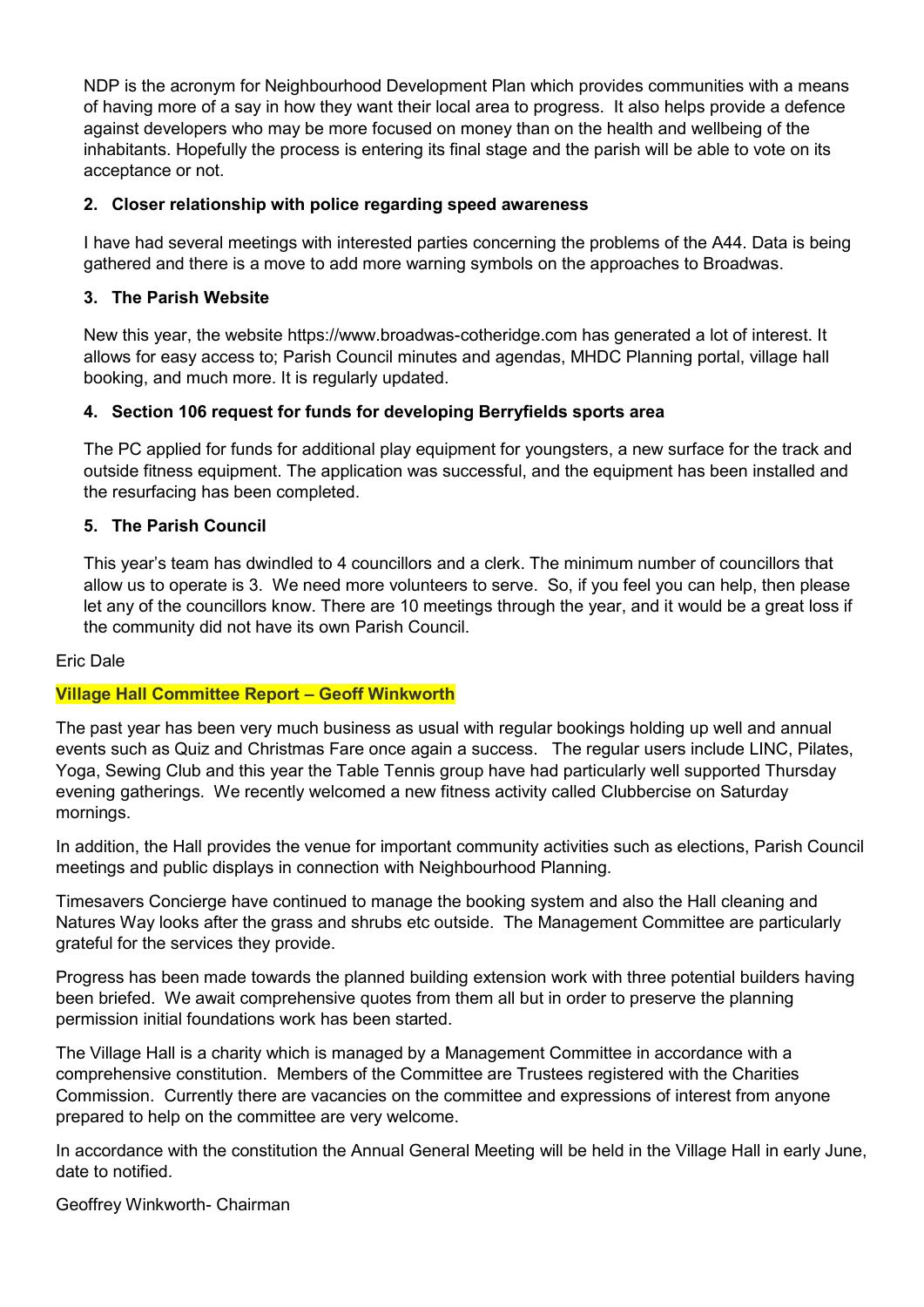NDP is the acronym for Neighbourhood Development Plan which provides communities with a means of having more of a say in how they want their local area to progress. It also helps provide a defence against developers who may be more focused on money than on the health and wellbeing of the inhabitants. Hopefully the process is entering its final stage and the parish will be able to vote on its acceptance or not.

### 2. Closer relationship with police regarding speed awareness

I have had several meetings with interested parties concerning the problems of the A44. Data is being gathered and there is a move to add more warning symbols on the approaches to Broadwas.

### 3. The Parish Website

New this year, the website https://www.broadwas-cotheridge.com has generated a lot of interest. It allows for easy access to; Parish Council minutes and agendas, MHDC Planning portal, village hall booking, and much more. It is regularly updated.

### 4. Section 106 request for funds for developing Berryfields sports area

The PC applied for funds for additional play equipment for youngsters, a new surface for the track and outside fitness equipment. The application was successful, and the equipment has been installed and the resurfacing has been completed.

### 5. The Parish Council

This year's team has dwindled to 4 councillors and a clerk. The minimum number of councillors that allow us to operate is 3. We need more volunteers to serve. So, if you feel you can help, then please let any of the councillors know. There are 10 meetings through the year, and it would be a great loss if the community did not have its own Parish Council.

Eric Dale

## Village Hall Committee Report – Geoff Winkworth

The past year has been very much business as usual with regular bookings holding up well and annual events such as Quiz and Christmas Fare once again a success. The regular users include LINC, Pilates, Yoga, Sewing Club and this year the Table Tennis group have had particularly well supported Thursday evening gatherings. We recently welcomed a new fitness activity called Clubbercise on Saturday mornings.

In addition, the Hall provides the venue for important community activities such as elections, Parish Council meetings and public displays in connection with Neighbourhood Planning.

Timesavers Concierge have continued to manage the booking system and also the Hall cleaning and Natures Way looks after the grass and shrubs etc outside. The Management Committee are particularly grateful for the services they provide.

Progress has been made towards the planned building extension work with three potential builders having been briefed. We await comprehensive quotes from them all but in order to preserve the planning permission initial foundations work has been started.

The Village Hall is a charity which is managed by a Management Committee in accordance with a comprehensive constitution. Members of the Committee are Trustees registered with the Charities Commission. Currently there are vacancies on the committee and expressions of interest from anyone prepared to help on the committee are very welcome.

In accordance with the constitution the Annual General Meeting will be held in the Village Hall in early June, date to notified.

Geoffrey Winkworth- Chairman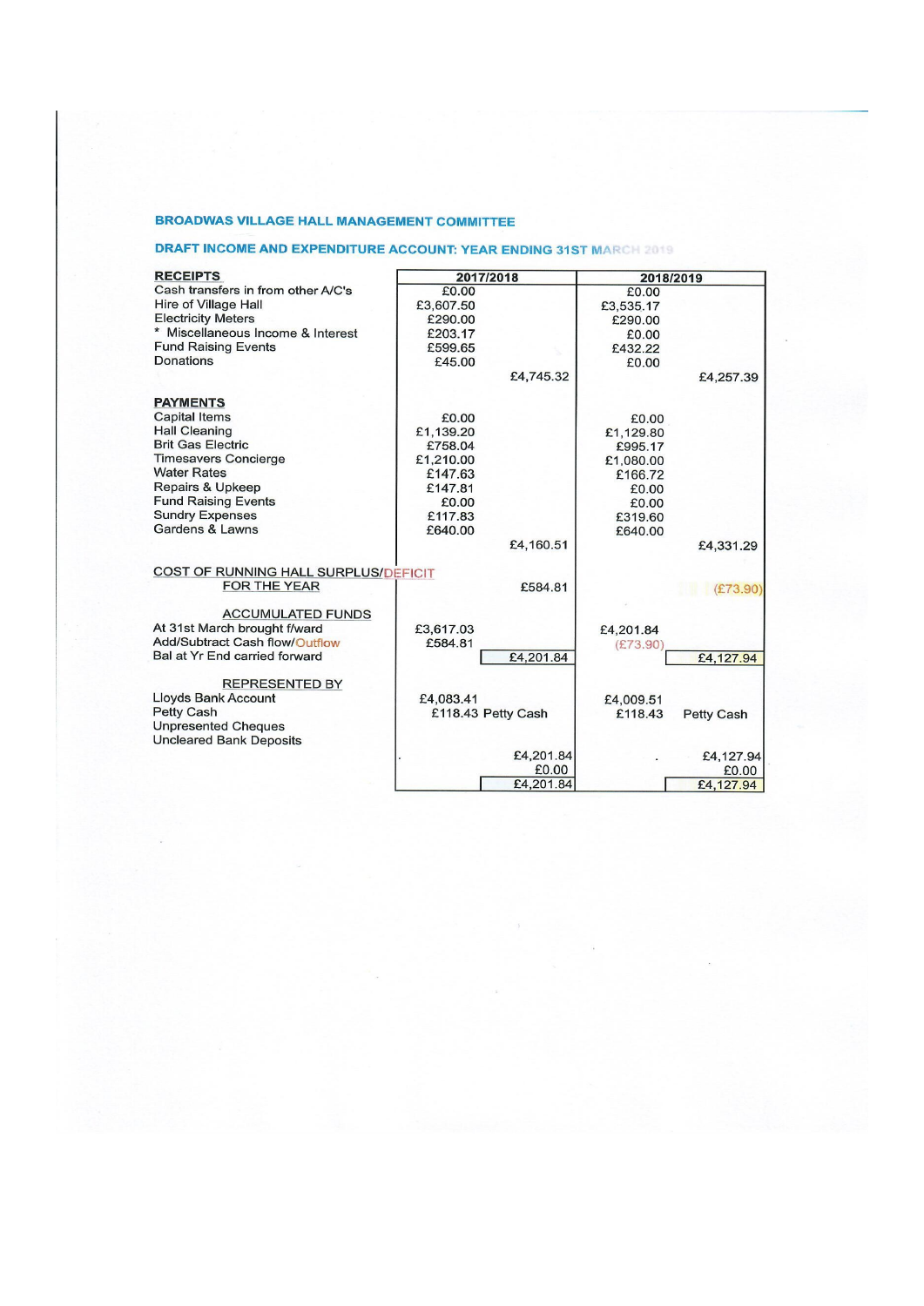**BROADWAS VILLAGE HALL MANAGEMENT COMMITTEE**

**DRAFT INCOME AND EXPENDITURE ACCOUNT: YEAR ENDING 31ST MARCH 2019**

| | 2017/2018 | | 2018/2019 | |
|---|---|---|---|---|
| **RECEIPTS** | | | | |
| Cash transfers in from other A/C's | £0.00 | | £0.00 | |
| Hire of Village Hall | £3,607.50 | | £3,535.17 | |
| Electricity Meters | £290.00 | | £290.00 | |
| * Miscellaneous Income & Interest | £203.17 | | £0.00 | |
| Fund Raising Events | £599.65 | | £432.22 | |
| Donations | £45.00 | | £0.00 | |
| | | £4,745.32 | | £4,257.39 |
| **PAYMENTS** | | | | |
| Capital Items | £0.00 | | £0.00 | |
| Hall Cleaning | £1,139.20 | | £1,129.80 | |
| Brit Gas Electric | £758.04 | | £995.17 | |
| Timesavers Concierge | £1,210.00 | | £1,080.00 | |
| Water Rates | £147.63 | | £166.72 | |
| Repairs & Upkeep | £147.81 | | £0.00 | |
| Fund Raising Events | £0.00 | | £0.00 | |
| Sundry Expenses | £117.83 | | £319.60 | |
| Gardens & Lawns | £640.00 | | £640.00 | |
| | | £4,160.51 | | £4,331.29 |
| COST OF RUNNING HALL SURPLUS/DEFICIT FOR THE YEAR | | £584.81 | | (£73.90) |
| ACCUMULATED FUNDS | | | | |
| At 31st March brought f/ward | £3,617.03 | | £4,201.84 | |
| Add/Subtract Cash flow/Outflow | £584.81 | | (£73.90) | |
| Bal at Yr End carried forward | | £4,201.84 | | £4,127.94 |
| REPRESENTED BY | | | | |
| Lloyds Bank Account | £4,083.41 | | £4,009.51 | |
| Petty Cash | £118.43 Petty Cash | | £118.43 | Petty Cash |
| Unpresented Cheques | | | | |
| Uncleared Bank Deposits | | | | |
| | | £4,201.84 | | £4,127.94 |
| | | £0.00 | | £0.00 |
| | | £4,201.84 | | £4,127.94 |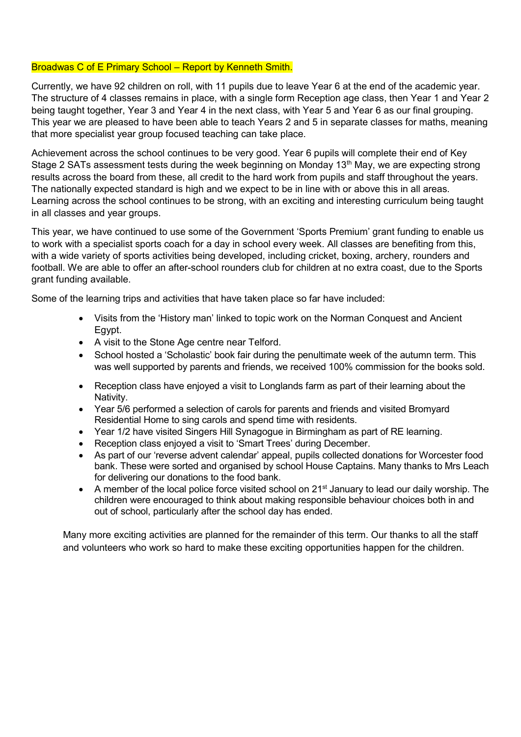## Broadwas C of E Primary School – Report by Kenneth Smith.

Currently, we have 92 children on roll, with 11 pupils due to leave Year 6 at the end of the academic year. The structure of 4 classes remains in place, with a single form Reception age class, then Year 1 and Year 2 being taught together, Year 3 and Year 4 in the next class, with Year 5 and Year 6 as our final grouping. This year we are pleased to have been able to teach Years 2 and 5 in separate classes for maths, meaning that more specialist year group focused teaching can take place.

Achievement across the school continues to be very good. Year 6 pupils will complete their end of Key Stage 2 SATs assessment tests during the week beginning on Monday 13th May, we are expecting strong results across the board from these, all credit to the hard work from pupils and staff throughout the years. The nationally expected standard is high and we expect to be in line with or above this in all areas. Learning across the school continues to be strong, with an exciting and interesting curriculum being taught in all classes and year groups.

This year, we have continued to use some of the Government 'Sports Premium' grant funding to enable us to work with a specialist sports coach for a day in school every week. All classes are benefiting from this, with a wide variety of sports activities being developed, including cricket, boxing, archery, rounders and football. We are able to offer an after-school rounders club for children at no extra coast, due to the Sports grant funding available.

Some of the learning trips and activities that have taken place so far have included:

- Visits from the 'History man' linked to topic work on the Norman Conquest and Ancient Egypt.
- A visit to the Stone Age centre near Telford.
- School hosted a 'Scholastic' book fair during the penultimate week of the autumn term. This was well supported by parents and friends, we received 100% commission for the books sold.
- Reception class have enjoyed a visit to Longlands farm as part of their learning about the Nativity.
- Year 5/6 performed a selection of carols for parents and friends and visited Bromyard Residential Home to sing carols and spend time with residents.
- Year 1/2 have visited Singers Hill Synagogue in Birmingham as part of RE learning.
- Reception class enjoyed a visit to 'Smart Trees' during December.
- As part of our 'reverse advent calendar' appeal, pupils collected donations for Worcester food bank. These were sorted and organised by school House Captains. Many thanks to Mrs Leach for delivering our donations to the food bank.
- A member of the local police force visited school on 21st January to lead our daily worship. The children were encouraged to think about making responsible behaviour choices both in and out of school, particularly after the school day has ended.

Many more exciting activities are planned for the remainder of this term. Our thanks to all the staff and volunteers who work so hard to make these exciting opportunities happen for the children.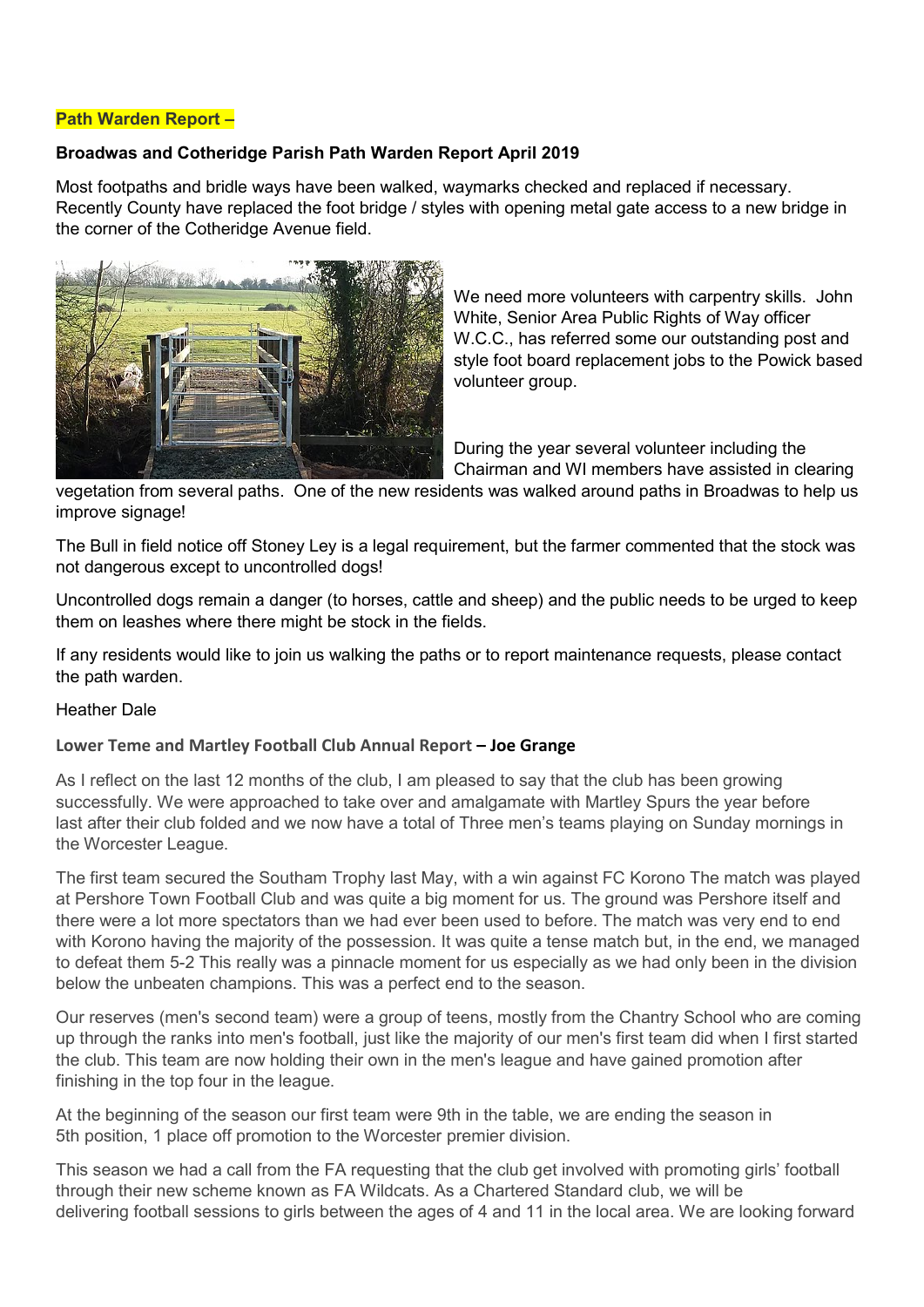**Path Warden Report –**

**Broadwas and Cotheridge Parish Path Warden Report April 2019**

Most footpaths and bridle ways have been walked, waymarks checked and replaced if necessary. Recently County have replaced the foot bridge / styles with opening metal gate access to a new bridge in the corner of the Cotheridge Avenue field.

We need more volunteers with carpentry skills. John White, Senior Area Public Rights of Way officer W.C.C., has referred some our outstanding post and style foot board replacement jobs to the Powick based volunteer group.

During the year several volunteer including the Chairman and WI members have assisted in clearing vegetation from several paths. One of the new residents was walked around paths in Broadwas to help us improve signage!

The Bull in field notice off Stoney Ley is a legal requirement, but the farmer commented that the stock was not dangerous except to uncontrolled dogs!

Uncontrolled dogs remain a danger (to horses, cattle and sheep) and the public needs to be urged to keep them on leashes where there might be stock in the fields.

If any residents would like to join us walking the paths or to report maintenance requests, please contact the path warden.

Heather Dale

**Lower Teme and Martley Football Club Annual Report – Joe Grange**

As I reflect on the last 12 months of the club, I am pleased to say that the club has been growing successfully. We were approached to take over and amalgamate with Martley Spurs the year before last after their club folded and we now have a total of Three men's teams playing on Sunday mornings in the Worcester League.

The first team secured the Southam Trophy last May, with a win against FC Korono The match was played at Pershore Town Football Club and was quite a big moment for us. The ground was Pershore itself and there were a lot more spectators than we had ever been used to before. The match was very end to end with Korono having the majority of the possession. It was quite a tense match but, in the end, we managed to defeat them 5-2 This really was a pinnacle moment for us especially as we had only been in the division below the unbeaten champions. This was a perfect end to the season.

Our reserves (men's second team) were a group of teens, mostly from the Chantry School who are coming up through the ranks into men's football, just like the majority of our men's first team did when I first started the club. This team are now holding their own in the men's league and have gained promotion after finishing in the top four in the league.

At the beginning of the season our first team were 9th in the table, we are ending the season in 5th position, 1 place off promotion to the Worcester premier division.

This season we had a call from the FA requesting that the club get involved with promoting girls' football through their new scheme known as FA Wildcats. As a Chartered Standard club, we will be delivering football sessions to girls between the ages of 4 and 11 in the local area. We are looking forward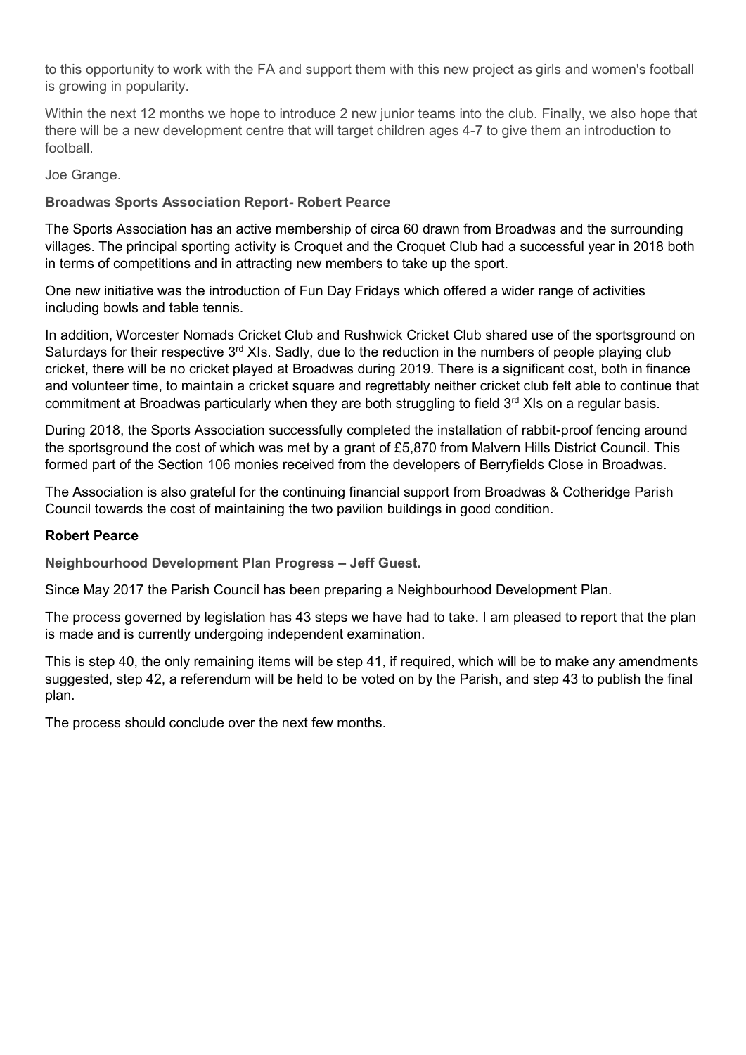to this opportunity to work with the FA and support them with this new project as girls and women's football is growing in popularity.

Within the next 12 months we hope to introduce 2 new junior teams into the club. Finally, we also hope that there will be a new development centre that will target children ages 4-7 to give them an introduction to football.

Joe Grange.

**Broadwas Sports Association Report- Robert Pearce**

The Sports Association has an active membership of circa 60 drawn from Broadwas and the surrounding villages. The principal sporting activity is Croquet and the Croquet Club had a successful year in 2018 both in terms of competitions and in attracting new members to take up the sport.

One new initiative was the introduction of Fun Day Fridays which offered a wider range of activities including bowls and table tennis.

In addition, Worcester Nomads Cricket Club and Rushwick Cricket Club shared use of the sportsground on Saturdays for their respective 3rd XIs. Sadly, due to the reduction in the numbers of people playing club cricket, there will be no cricket played at Broadwas during 2019. There is a significant cost, both in finance and volunteer time, to maintain a cricket square and regrettably neither cricket club felt able to continue that commitment at Broadwas particularly when they are both struggling to field 3rd XIs on a regular basis.

During 2018, the Sports Association successfully completed the installation of rabbit-proof fencing around the sportsground the cost of which was met by a grant of £5,870 from Malvern Hills District Council. This formed part of the Section 106 monies received from the developers of Berryfields Close in Broadwas.

The Association is also grateful for the continuing financial support from Broadwas & Cotheridge Parish Council towards the cost of maintaining the two pavilion buildings in good condition.

**Robert Pearce**

**Neighbourhood Development Plan Progress – Jeff Guest.**

Since May 2017 the Parish Council has been preparing a Neighbourhood Development Plan.

The process governed by legislation has 43 steps we have had to take. I am pleased to report that the plan is made and is currently undergoing independent examination.

This is step 40, the only remaining items will be step 41, if required, which will be to make any amendments suggested, step 42, a referendum will be held to be voted on by the Parish, and step 43 to publish the final plan.

The process should conclude over the next few months.